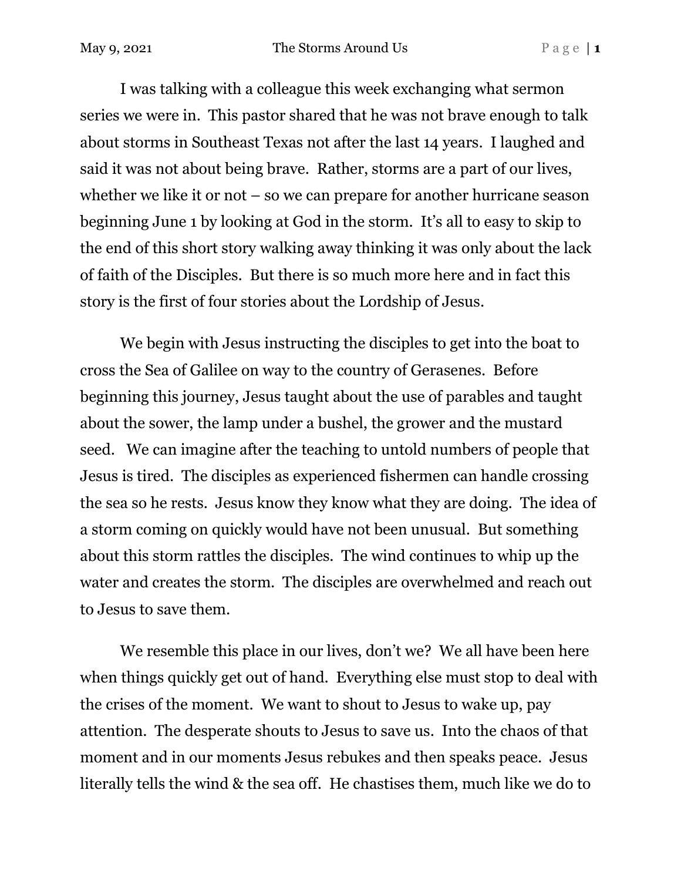I was talking with a colleague this week exchanging what sermon series we were in. This pastor shared that he was not brave enough to talk about storms in Southeast Texas not after the last 14 years. I laughed and said it was not about being brave. Rather, storms are a part of our lives, whether we like it or not – so we can prepare for another hurricane season beginning June 1 by looking at God in the storm. It's all to easy to skip to the end of this short story walking away thinking it was only about the lack of faith of the Disciples. But there is so much more here and in fact this story is the first of four stories about the Lordship of Jesus.

We begin with Jesus instructing the disciples to get into the boat to cross the Sea of Galilee on way to the country of Gerasenes. Before beginning this journey, Jesus taught about the use of parables and taught about the sower, the lamp under a bushel, the grower and the mustard seed. We can imagine after the teaching to untold numbers of people that Jesus is tired. The disciples as experienced fishermen can handle crossing the sea so he rests. Jesus know they know what they are doing. The idea of a storm coming on quickly would have not been unusual. But something about this storm rattles the disciples. The wind continues to whip up the water and creates the storm. The disciples are overwhelmed and reach out to Jesus to save them.

We resemble this place in our lives, don't we? We all have been here when things quickly get out of hand. Everything else must stop to deal with the crises of the moment. We want to shout to Jesus to wake up, pay attention. The desperate shouts to Jesus to save us. Into the chaos of that moment and in our moments Jesus rebukes and then speaks peace. Jesus literally tells the wind & the sea off. He chastises them, much like we do to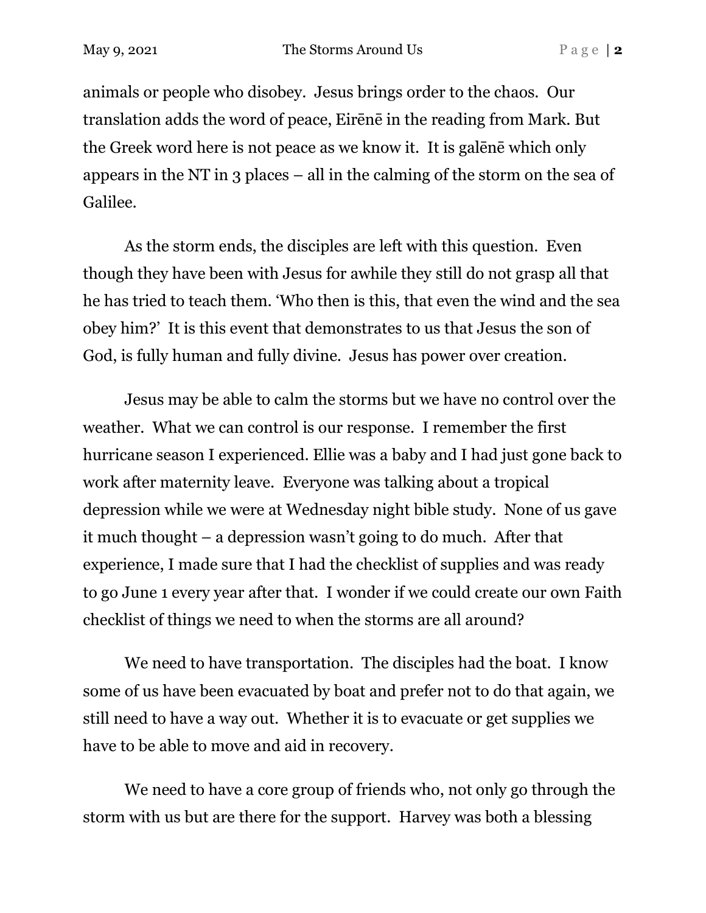animals or people who disobey. Jesus brings order to the chaos. Our translation adds the word of peace, Eirēnē in the reading from Mark. But the Greek word here is not peace as we know it. It is galēnē which only appears in the NT in 3 places – all in the calming of the storm on the sea of Galilee.

As the storm ends, the disciples are left with this question. Even though they have been with Jesus for awhile they still do not grasp all that he has tried to teach them. 'Who then is this, that even the wind and the sea obey him?' It is this event that demonstrates to us that Jesus the son of God, is fully human and fully divine. Jesus has power over creation.

Jesus may be able to calm the storms but we have no control over the weather. What we can control is our response. I remember the first hurricane season I experienced. Ellie was a baby and I had just gone back to work after maternity leave. Everyone was talking about a tropical depression while we were at Wednesday night bible study. None of us gave it much thought – a depression wasn't going to do much. After that experience, I made sure that I had the checklist of supplies and was ready to go June 1 every year after that. I wonder if we could create our own Faith checklist of things we need to when the storms are all around?

We need to have transportation. The disciples had the boat. I know some of us have been evacuated by boat and prefer not to do that again, we still need to have a way out. Whether it is to evacuate or get supplies we have to be able to move and aid in recovery.

We need to have a core group of friends who, not only go through the storm with us but are there for the support. Harvey was both a blessing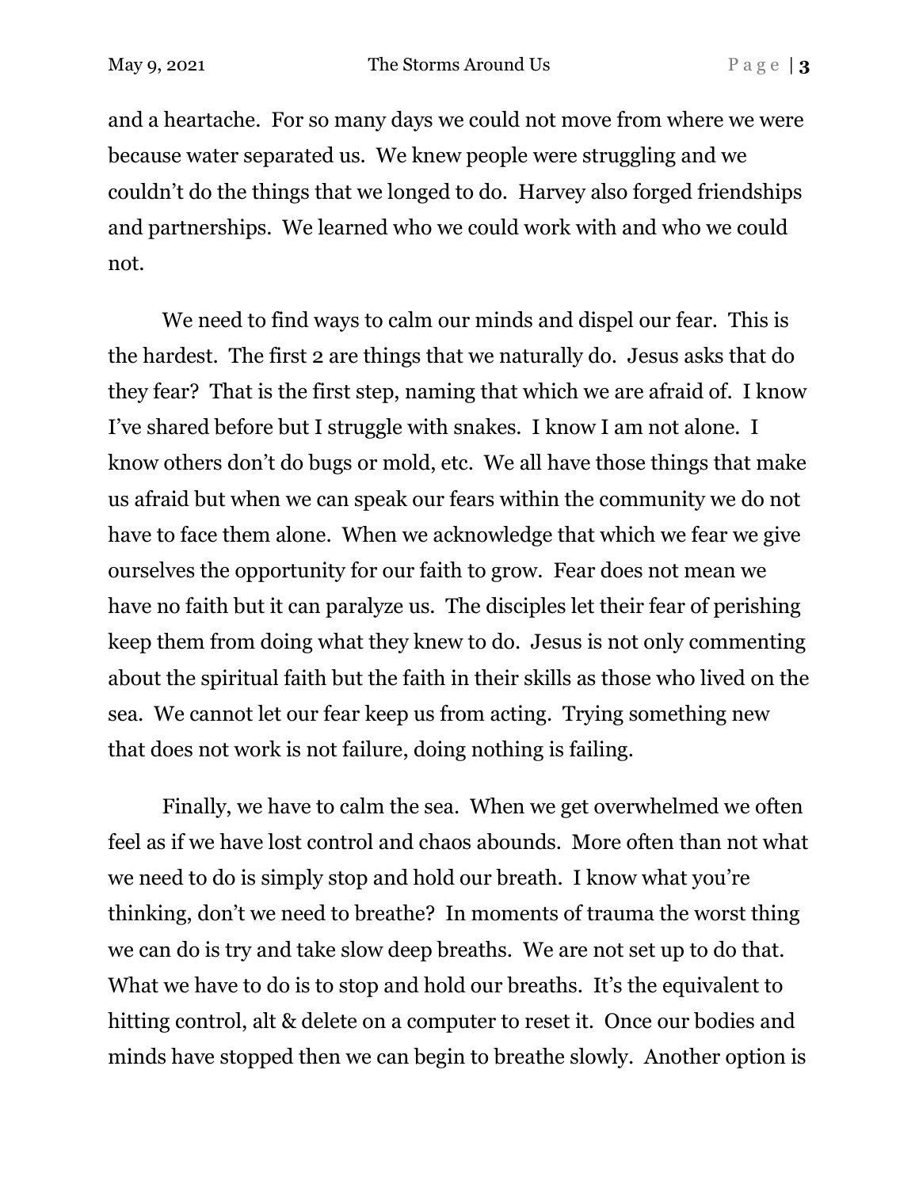and a heartache. For so many days we could not move from where we were because water separated us. We knew people were struggling and we couldn't do the things that we longed to do. Harvey also forged friendships and partnerships. We learned who we could work with and who we could not.

We need to find ways to calm our minds and dispel our fear. This is the hardest. The first 2 are things that we naturally do. Jesus asks that do they fear? That is the first step, naming that which we are afraid of. I know I've shared before but I struggle with snakes. I know I am not alone. I know others don't do bugs or mold, etc. We all have those things that make us afraid but when we can speak our fears within the community we do not have to face them alone. When we acknowledge that which we fear we give ourselves the opportunity for our faith to grow. Fear does not mean we have no faith but it can paralyze us. The disciples let their fear of perishing keep them from doing what they knew to do. Jesus is not only commenting about the spiritual faith but the faith in their skills as those who lived on the sea. We cannot let our fear keep us from acting. Trying something new that does not work is not failure, doing nothing is failing.

Finally, we have to calm the sea. When we get overwhelmed we often feel as if we have lost control and chaos abounds. More often than not what we need to do is simply stop and hold our breath. I know what you're thinking, don't we need to breathe? In moments of trauma the worst thing we can do is try and take slow deep breaths. We are not set up to do that. What we have to do is to stop and hold our breaths. It's the equivalent to hitting control, alt & delete on a computer to reset it. Once our bodies and minds have stopped then we can begin to breathe slowly. Another option is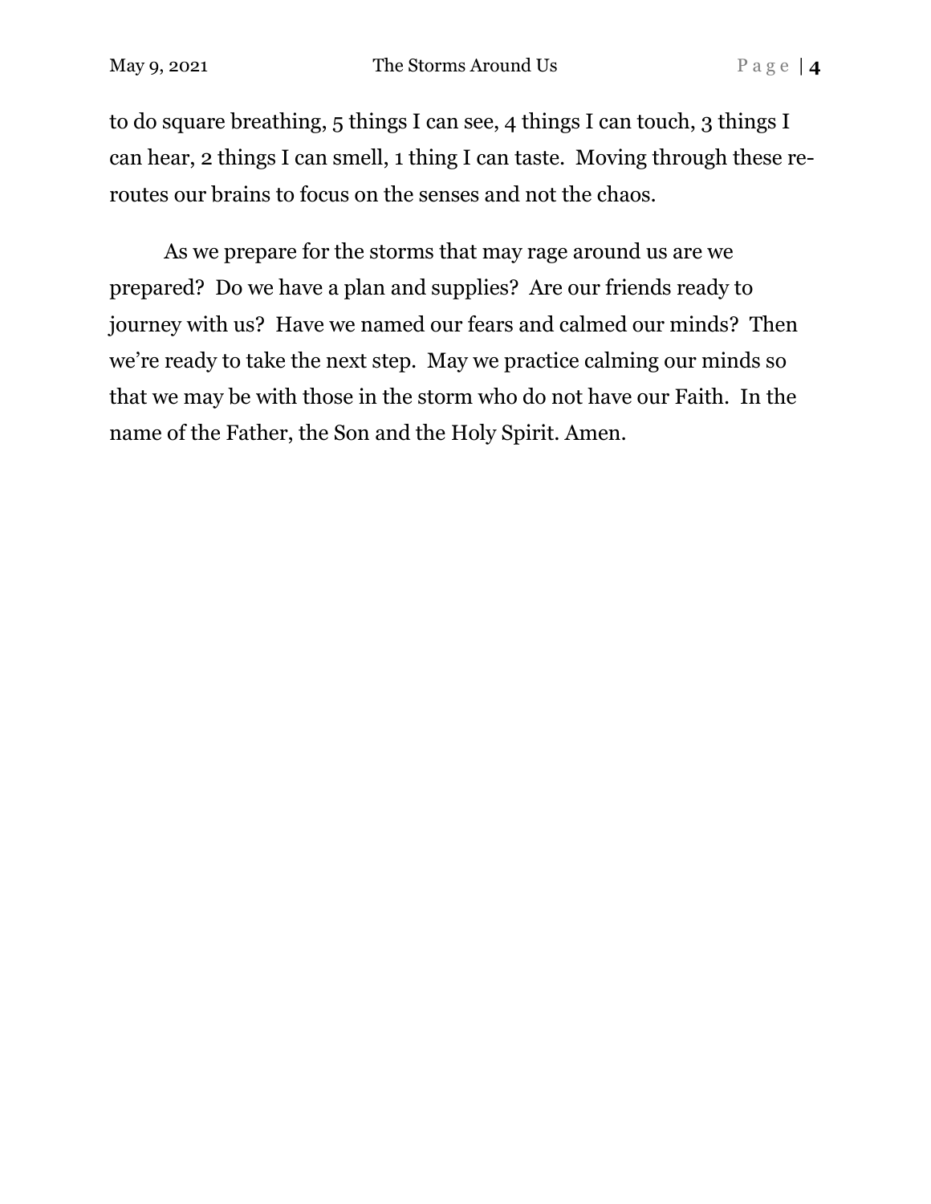to do square breathing, 5 things I can see, 4 things I can touch, 3 things I can hear, 2 things I can smell, 1 thing I can taste.  Moving through these re-routes our brains to focus on the senses and not the chaos.

As we prepare for the storms that may rage around us are we prepared?  Do we have a plan and supplies?  Are our friends ready to journey with us?  Have we named our fears and calmed our minds?  Then we're ready to take the next step.  May we practice calming our minds so that we may be with those in the storm who do not have our Faith.  In the name of the Father, the Son and the Holy Spirit. Amen.